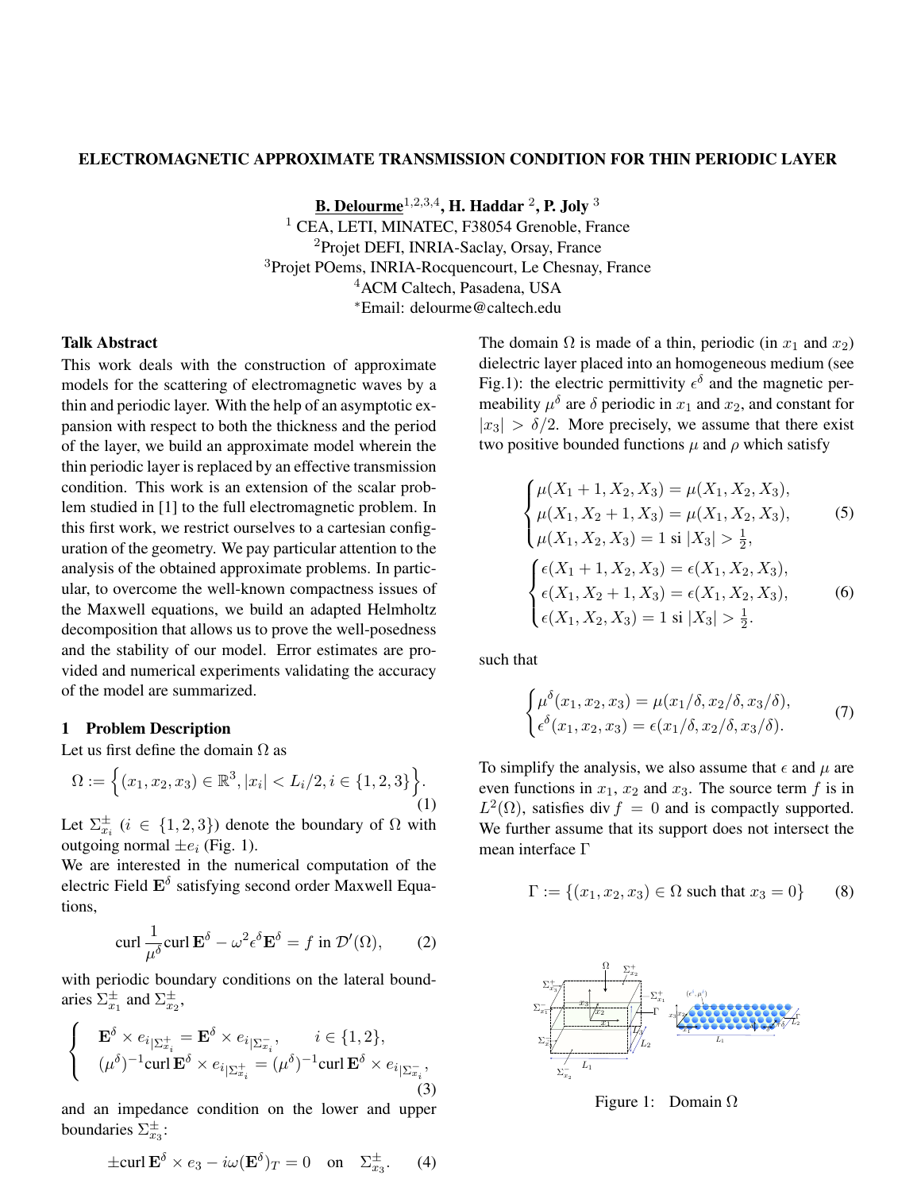# ELECTROMAGNETIC APPROXIMATE TRANSMISSION CONDITION FOR THIN PERIODIC LAYER

**B. Delourme**[1,2,3,4], **H. Haddar** [2], **P. Joly** [3]

[1] CEA, LETI, MINATEC, F38054 Grenoble, France
[2]Projet DEFI, INRIA-Saclay, Orsay, France
[3]Projet POems, INRIA-Rocquencourt, Le Chesnay, France
[4]ACM Caltech, Pasadena, USA
*Email: delourme@caltech.edu

## Talk Abstract

This work deals with the construction of approximate models for the scattering of electromagnetic waves by a thin and periodic layer. With the help of an asymptotic expansion with respect to both the thickness and the period of the layer, we build an approximate model wherein the thin periodic layer is replaced by an effective transmission condition. This work is an extension of the scalar problem studied in [1] to the full electromagnetic problem. In this first work, we restrict ourselves to a cartesian configuration of the geometry. We pay particular attention to the analysis of the obtained approximate problems. In particular, to overcome the well-known compactness issues of the Maxwell equations, we build an adapted Helmholtz decomposition that allows us to prove the well-posedness and the stability of our model. Error estimates are provided and numerical experiments validating the accuracy of the model are summarized.

## 1 Problem Description

Let us first define the domain $\Omega$ as

$$\Omega := \Big\{(x_1, x_2, x_3) \in \mathbb{R}^3, |x_i| < L_i/2, i \in \{1,2,3\}\Big\}. \qquad (1)$$

Let $\Sigma^{\pm}_{x_i}$ ($i \in \{1,2,3\}$) denote the boundary of $\Omega$ with outgoing normal $\pm e_i$ (Fig. 1).

We are interested in the numerical computation of the electric Field $\mathbf{E}^\delta$ satisfying second order Maxwell Equations,

$$\operatorname{curl} \frac{1}{\mu^\delta} \operatorname{curl} \mathbf{E}^\delta - \omega^2 \epsilon^\delta \mathbf{E}^\delta = f \text{ in } \mathcal{D}'(\Omega), \qquad (2)$$

with periodic boundary conditions on the lateral boundaries $\Sigma^{\pm}_{x_1}$ and $\Sigma^{\pm}_{x_2}$,

$$\left\{ \begin{array}{l} \mathbf{E}^\delta \times e_{i|\Sigma^+_{x_i}} = \mathbf{E}^\delta \times e_{i|\Sigma^-_{x_i}}, \qquad i \in \{1,2\}, \\ (\mu^\delta)^{-1} \operatorname{curl} \mathbf{E}^\delta \times e_{i|\Sigma^+_{x_i}} = (\mu^\delta)^{-1} \operatorname{curl} \mathbf{E}^\delta \times e_{i|\Sigma^-_{x_i}}, \end{array} \right. \qquad (3)$$

and an impedance condition on the lower and upper boundaries $\Sigma^{\pm}_{x_3}$:

$$\pm \operatorname{curl} \mathbf{E}^\delta \times e_3 - i\omega (\mathbf{E}^\delta)_T = 0 \quad \text{on} \quad \Sigma^{\pm}_{x_3}. \qquad (4)$$

The domain $\Omega$ is made of a thin, periodic (in $x_1$ and $x_2$) dielectric layer placed into an homogeneous medium (see Fig.1): the electric permittivity $\epsilon^\delta$ and the magnetic permeability $\mu^\delta$ are $\delta$ periodic in $x_1$ and $x_2$, and constant for $|x_3| > \delta/2$. More precisely, we assume that there exist two positive bounded functions $\mu$ and $\rho$ which satisfy

$$\left\{ \begin{array}{l} \mu(X_1 + 1, X_2, X_3) = \mu(X_1, X_2, X_3), \\ \mu(X_1, X_2 + 1, X_3) = \mu(X_1, X_2, X_3), \\ \mu(X_1, X_2, X_3) = 1 \text{ si } |X_3| > \frac{1}{2}, \end{array} \right. \qquad (5)$$

$$\left\{ \begin{array}{l} \epsilon(X_1 + 1, X_2, X_3) = \epsilon(X_1, X_2, X_3), \\ \epsilon(X_1, X_2 + 1, X_3) = \epsilon(X_1, X_2, X_3), \\ \epsilon(X_1, X_2, X_3) = 1 \text{ si } |X_3| > \frac{1}{2}. \end{array} \right. \qquad (6)$$

such that

$$\left\{ \begin{array}{l} \mu^\delta(x_1, x_2, x_3) = \mu(x_1/\delta, x_2/\delta, x_3/\delta), \\ \epsilon^\delta(x_1, x_2, x_3) = \epsilon(x_1/\delta, x_2/\delta, x_3/\delta). \end{array} \right. \qquad (7)$$

To simplify the analysis, we also assume that $\epsilon$ and $\mu$ are even functions in $x_1$, $x_2$ and $x_3$. The source term $f$ is in $L^2(\Omega)$, satisfies $\operatorname{div} f = 0$ and is compactly supported. We further assume that its support does not intersect the mean interface $\Gamma$

$$\Gamma := \{(x_1, x_2, x_3) \in \Omega \text{ such that } x_3 = 0\} \qquad (8)$$

Figure 1: Domain $\Omega$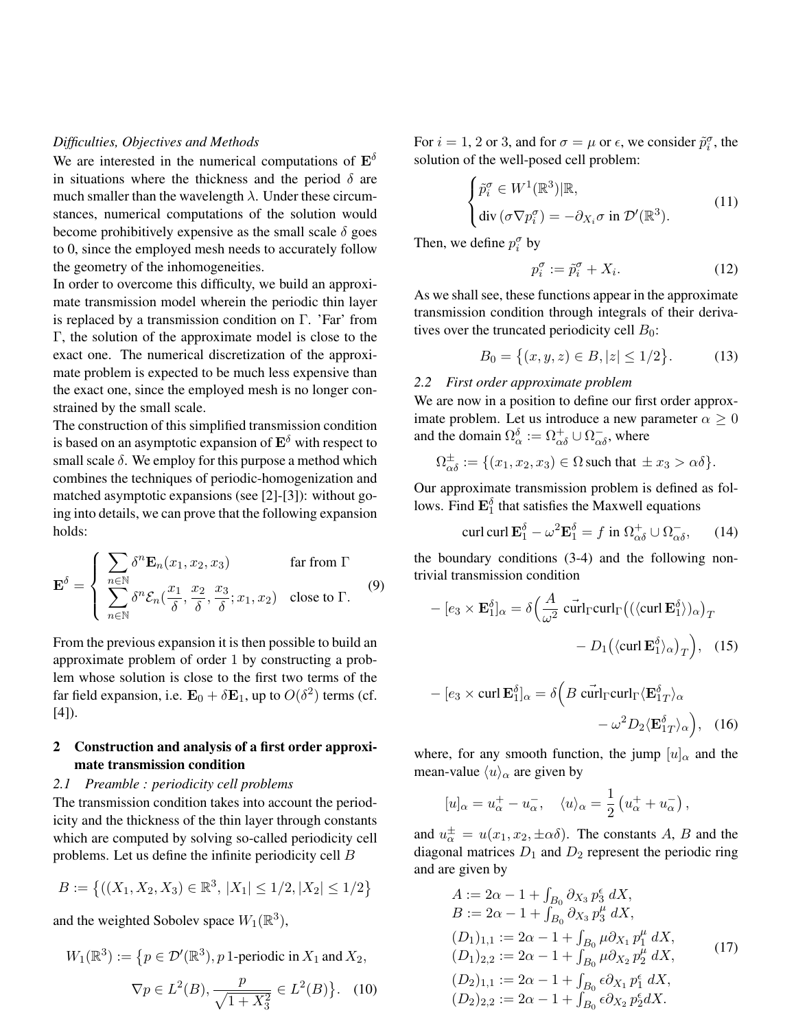*Difficulties, Objectives and Methods*

We are interested in the numerical computations of $\mathbf{E}^\delta$ in situations where the thickness and the period $\delta$ are much smaller than the wavelength $\lambda$. Under these circumstances, numerical computations of the solution would become prohibitively expensive as the small scale $\delta$ goes to 0, since the employed mesh needs to accurately follow the geometry of the inhomogeneities.

In order to overcome this difficulty, we build an approximate transmission model wherein the periodic thin layer is replaced by a transmission condition on $\Gamma$. 'Far' from $\Gamma$, the solution of the approximate model is close to the exact one. The numerical discretization of the approximate problem is expected to be much less expensive than the exact one, since the employed mesh is no longer constrained by the small scale.

The construction of this simplified transmission condition is based on an asymptotic expansion of $\mathbf{E}^\delta$ with respect to small scale $\delta$. We employ for this purpose a method which combines the techniques of periodic-homogenization and matched asymptotic expansions (see [2]-[3]): without going into details, we can prove that the following expansion holds:

$$\mathbf{E}^\delta = \begin{cases} \displaystyle\sum_{n\in\mathbb{N}} \delta^n \mathbf{E}_n(x_1, x_2, x_3) & \text{far from } \Gamma \\ \displaystyle\sum_{n\in\mathbb{N}} \delta^n \mathcal{E}_n(\frac{x_1}{\delta}, \frac{x_2}{\delta}, \frac{x_3}{\delta}; x_1, x_2) & \text{close to } \Gamma. \end{cases} \tag{9}$$

From the previous expansion it is then possible to build an approximate problem of order 1 by constructing a problem whose solution is close to the first two terms of the far field expansion, i.e. $\mathbf{E}_0 + \delta \mathbf{E}_1$, up to $O(\delta^2)$ terms (cf. [4]).

## 2 Construction and analysis of a first order approximate transmission condition

### 2.1 Preamble : periodicity cell problems

The transmission condition takes into account the periodicity and the thickness of the thin layer through constants which are computed by solving so-called periodicity cell problems. Let us define the infinite periodicity cell $B$

$$B := \big\{((X_1, X_2, X_3) \in \mathbb{R}^3,\ |X_1| \le 1/2, |X_2| \le 1/2\big\}$$

and the weighted Sobolev space $W_1(\mathbb{R}^3)$,

$$W_1(\mathbb{R}^3) := \big\{p \in \mathcal{D}'(\mathbb{R}^3), p\ 1\text{-periodic in } X_1 \text{ and } X_2, \\ \nabla p \in L^2(B), \frac{p}{\sqrt{1+X_3^2}} \in L^2(B)\big\}. \tag{10}$$

For $i = 1$, 2 or 3, and for $\sigma = \mu$ or $\epsilon$, we consider $\tilde{p}_i^\sigma$, the solution of the well-posed cell problem:

$$\begin{cases} \tilde{p}_i^\sigma \in W^1(\mathbb{R}^3)|\mathbb{R}, \\ \operatorname{div}(\sigma \nabla p_i^\sigma) = -\partial_{X_i}\sigma \text{ in } \mathcal{D}'(\mathbb{R}^3). \end{cases} \tag{11}$$

Then, we define $p_i^\sigma$ by

$$p_i^\sigma := \tilde{p}_i^\sigma + X_i. \tag{12}$$

As we shall see, these functions appear in the approximate transmission condition through integrals of their derivatives over the truncated periodicity cell $B_0$:

$$B_0 = \big\{(x, y, z) \in B, |z| \le 1/2\big\}. \tag{13}$$

### 2.2 First order approximate problem

We are now in a position to define our first order approximate problem. Let us introduce a new parameter $\alpha \ge 0$ and the domain $\Omega_\alpha^\delta := \Omega_{\alpha\delta}^+ \cup \Omega_{\alpha\delta}^-$, where

$$\Omega_{\alpha\delta}^\pm := \{(x_1, x_2, x_3) \in \Omega \text{ such that } \pm x_3 > \alpha\delta\}.$$

Our approximate transmission problem is defined as follows. Find $\mathbf{E}_1^\delta$ that satisfies the Maxwell equations

$$\operatorname{curl}\operatorname{curl}\mathbf{E}_1^\delta - \omega^2 \mathbf{E}_1^\delta = f \text{ in } \Omega_{\alpha\delta}^+ \cup \Omega_{\alpha\delta}^-, \tag{14}$$

the boundary conditions (3-4) and the following nontrivial transmission condition

$$-[e_3 \times \mathbf{E}_1^\delta]_\alpha = \delta\Big(\frac{A}{\omega^2}\ \vec{\operatorname{curl}}_\Gamma \operatorname{curl}_\Gamma\big((\langle \operatorname{curl}\mathbf{E}_1^\delta\rangle)_\alpha\big)_T \\ - D_1\big(\langle \operatorname{curl}\mathbf{E}_1^\delta\rangle_\alpha\big)_T\Big), \tag{15}$$

$$-[e_3 \times \operatorname{curl}\mathbf{E}_1^\delta]_\alpha = \delta\Big(B\ \vec{\operatorname{curl}}_\Gamma \operatorname{curl}_\Gamma \langle \mathbf{E}_{1T}^\delta\rangle_\alpha \\ - \omega^2 D_2 \langle \mathbf{E}_{1T}^\delta\rangle_\alpha\Big), \tag{16}$$

where, for any smooth function, the jump $[u]_\alpha$ and the mean-value $\langle u\rangle_\alpha$ are given by

$$[u]_\alpha = u_\alpha^+ - u_\alpha^-, \quad \langle u\rangle_\alpha = \frac{1}{2}\left(u_\alpha^+ + u_\alpha^-\right),$$

and $u_\alpha^\pm = u(x_1, x_2, \pm\alpha\delta)$. The constants $A$, $B$ and the diagonal matrices $D_1$ and $D_2$ represent the periodic ring and are given by

$$\begin{aligned}
A &:= 2\alpha - 1 + \textstyle\int_{B_0} \partial_{X_3} p_3^\epsilon \, dX, \\
B &:= 2\alpha - 1 + \textstyle\int_{B_0} \partial_{X_3} p_3^\mu \, dX, \\
(D_1)_{1,1} &:= 2\alpha - 1 + \textstyle\int_{B_0} \mu \partial_{X_1} p_1^\mu \, dX, \\
(D_1)_{2,2} &:= 2\alpha - 1 + \textstyle\int_{B_0} \mu \partial_{X_2} p_2^\mu \, dX, \\
(D_2)_{1,1} &:= 2\alpha - 1 + \textstyle\int_{B_0} \epsilon \partial_{X_1} p_1^\epsilon \, dX, \\
(D_2)_{2,2} &:= 2\alpha - 1 + \textstyle\int_{B_0} \epsilon \partial_{X_2} p_2^\epsilon dX.
\end{aligned} \tag{17}$$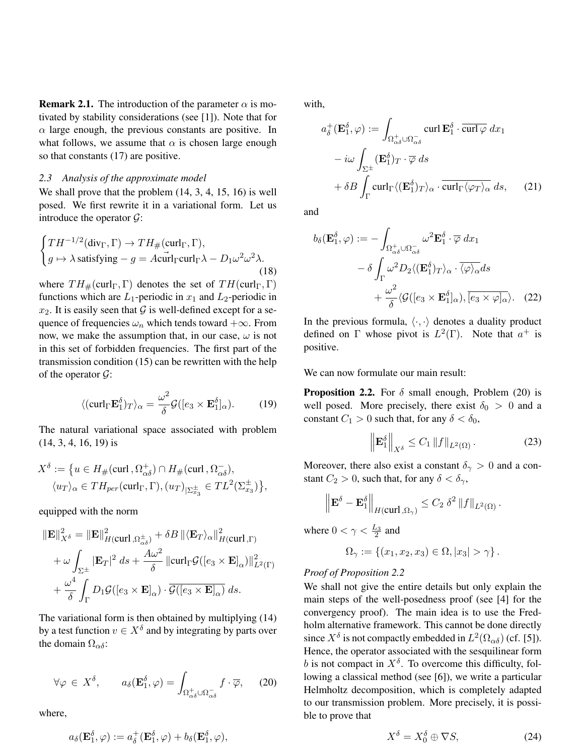**Remark 2.1.** The introduction of the parameter $\alpha$ is motivated by stability considerations (see [1]). Note that for $\alpha$ large enough, the previous constants are positive. In what follows, we assume that $\alpha$ is chosen large enough so that constants (17) are positive.

*2.3 Analysis of the approximate model*

We shall prove that the problem (14, 3, 4, 15, 16) is well posed. We first rewrite it in a variational form. Let us introduce the operator $\mathcal{G}$:

$$
\begin{cases} TH^{-1/2}(\text{div}_\Gamma, \Gamma) \to TH_\#(\text{curl}_\Gamma, \Gamma), \\ g \mapsto \lambda \text{ satisfying } - g = A\vec{\text{curl}}_\Gamma \text{curl}_\Gamma \lambda - D_1 \omega^2 \omega^2 \lambda. \end{cases} \tag{18}
$$

where $TH_\#(\text{curl}_\Gamma, \Gamma)$ denotes the set of $TH(\text{curl}_\Gamma, \Gamma)$ functions which are $L_1$-periodic in $x_1$ and $L_2$-periodic in $x_2$. It is easily seen that $\mathcal{G}$ is well-defined except for a sequence of frequencies $\omega_n$ which tends toward $+\infty$. From now, we make the assumption that, in our case, $\omega$ is not in this set of forbidden frequencies. The first part of the transmission condition (15) can be rewritten with the help of the operator $\mathcal{G}$:

$$
\langle (\text{curl}_\Gamma \mathbf{E}_1^\delta)_T \rangle_\alpha = \frac{\omega^2}{\delta} \mathcal{G}([e_3 \times \mathbf{E}_1^\delta]_\alpha). \tag{19}
$$

The natural variational space associated with problem (14, 3, 4, 16, 19) is

$$
X^\delta := \big\{ u \in H_\#(\text{curl}\,, \Omega_{\alpha\delta}^+) \cap H_\#(\text{curl}\,, \Omega_{\alpha\delta}^-), \\ \langle u_T \rangle_\alpha \in TH_{per}(\text{curl}_\Gamma, \Gamma), (u_T)_{|\Sigma_{x_3}^\pm} \in TL^2(\Sigma_{x_3}^\pm) \big\},
$$

equipped with the norm

$$
\|\mathbf{E}\|_{X^\delta}^2 = \|\mathbf{E}\|_{H(\text{curl}\,, \Omega_{\alpha\delta}^\pm)}^2 + \delta B \,\|\langle \mathbf{E}_T \rangle_\alpha\|_{H(\text{curl}\,, \Gamma)}^2 \\ + \omega \int_{\Sigma^\pm} |\mathbf{E}_T|^2 \, ds + \frac{A\omega^2}{\delta} \|\text{curl}_\Gamma \mathcal{G}([e_3 \times \mathbf{E}]_\alpha)\|_{L^2(\Gamma)}^2 \\ + \frac{\omega^4}{\delta} \int_\Gamma D_1 \mathcal{G}([e_3 \times \mathbf{E}]_\alpha) \cdot \overline{\mathcal{G}([e_3 \times \mathbf{E}]_\alpha)} \, ds.
$$

The variational form is then obtained by multiplying (14) by a test function $v \in X^\delta$ and by integrating by parts over the domain $\Omega_{\alpha\delta}$:

$$
\forall \varphi \in X^\delta, \qquad a_\delta(\mathbf{E}_1^\delta, \varphi) = \int_{\Omega_{\alpha\delta}^+ \cup \Omega_{\alpha\delta}^-} f \cdot \overline{\varphi}, \tag{20}
$$

where,

$$
a_\delta(\mathbf{E}_1^\delta, \varphi) := a_\delta^+(\mathbf{E}_1^\delta, \varphi) + b_\delta(\mathbf{E}_1^\delta, \varphi),
$$

with,

$$
a_\delta^+(\mathbf{E}_1^\delta, \varphi) := \int_{\Omega_{\alpha\delta}^+ \cup \Omega_{\alpha\delta}^-} \text{curl}\, \mathbf{E}_1^\delta \cdot \overline{\text{curl}\, \varphi} \, dx_1 \\ - i\omega \int_{\Sigma^\pm} (\mathbf{E}_1^\delta)_T \cdot \overline{\varphi} \, ds \\ + \delta B \int_\Gamma \text{curl}_\Gamma \langle (\mathbf{E}_1^\delta)_T \rangle_\alpha \cdot \overline{\text{curl}_\Gamma \langle \varphi_T \rangle_\alpha} \, ds, \tag{21}
$$

and

$$
b_\delta(\mathbf{E}_1^\delta, \varphi) := - \int_{\Omega_{\alpha\delta}^+ \cup \Omega_{\alpha\delta}^-} \omega^2 \mathbf{E}_1^\delta \cdot \overline{\varphi} \, dx_1 \\ - \delta \int_\Gamma \omega^2 D_2 \langle (\mathbf{E}_1^\delta)_T \rangle_\alpha \cdot \overline{\langle \varphi \rangle_\alpha} ds \\ + \frac{\omega^2}{\delta} \langle \mathcal{G}([e_3 \times \mathbf{E}_1^\delta]_\alpha), \overline{[e_3 \times \varphi]_\alpha} \rangle. \tag{22}
$$

In the previous formula, $\langle \cdot, \cdot \rangle$ denotes a duality product defined on $\Gamma$ whose pivot is $L^2(\Gamma)$. Note that $a^+$ is positive.

We can now formulate our main result:

**Proposition 2.2.** For $\delta$ small enough, Problem (20) is well posed. More precisely, there exist $\delta_0 > 0$ and a constant $C_1 > 0$ such that, for any $\delta < \delta_0$,

$$
\left\| \mathbf{E}_1^\delta \right\|_{X^\delta} \leq C_1 \, \|f\|_{L^2(\Omega)} \,. \tag{23}
$$

Moreover, there also exist a constant $\delta_\gamma > 0$ and a constant $C_2 > 0$, such that, for any $\delta < \delta_\gamma$,

$$
\left\| \mathbf{E}^\delta - \mathbf{E}_1^\delta \right\|_{H(\text{curl}\,, \Omega_\gamma)} \leq C_2 \, \delta^2 \, \|f\|_{L^2(\Omega)} \,.
$$

where $0 < \gamma < \frac{L_3}{2}$ and

$$
\Omega_\gamma := \{(x_1, x_2, x_3) \in \Omega, |x_3| > \gamma\} \,.
$$

*Proof of Proposition 2.2*

We shall not give the entire details but only explain the main steps of the well-posedness proof (see [4] for the convergency proof). The main idea is to use the Fredholm alternative framework. This cannot be done directly since $X^\delta$ is not compactly embedded in $L^2(\Omega_{\alpha\delta})$ (cf. [5]). Hence, the operator associated with the sesquilinear form $b$ is not compact in $X^\delta$. To overcome this difficulty, following a classical method (see [6]), we write a particular Helmholtz decomposition, which is completely adapted to our transmission problem. More precisely, it is possible to prove that

$$
X^\delta = X_0^\delta \oplus \nabla S, \tag{24}
$$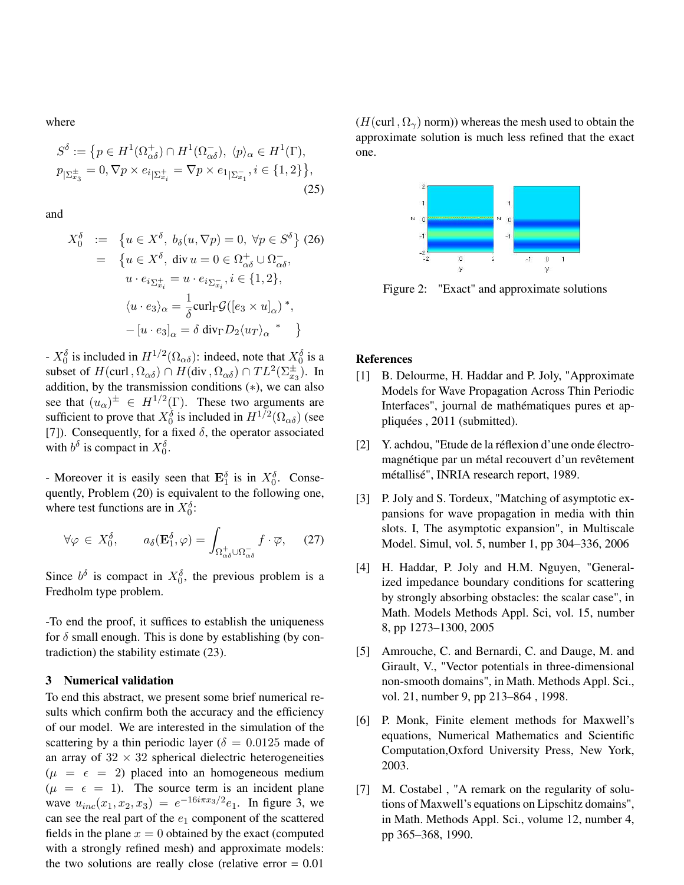where

$$S^\delta := \{p \in H^1(\Omega^+_{\alpha\delta}) \cap H^1(\Omega^-_{\alpha\delta}),\ \langle p \rangle_\alpha \in H^1(\Gamma),$$
$$p_{|\Sigma^\pm_{x_3}} = 0, \nabla p \times e_{i|\Sigma^+_{x_i}} = \nabla p \times e_{1|\Sigma^-_{x_1}}, i \in \{1,2\}\}, \tag{25}$$

and

$$\begin{aligned} X^\delta_0 &:= \{u \in X^\delta,\ b_\delta(u, \nabla p) = 0,\ \forall p \in S^\delta\} \quad (26) \\ &= \{u \in X^\delta,\ \operatorname{div} u = 0 \in \Omega^+_{\alpha\delta} \cup \Omega^-_{\alpha\delta}, \\ &\quad u \cdot e_{i\Sigma^+_{x_i}} = u \cdot e_{i\Sigma^-_{x_i}}, i \in \{1,2\}, \\ &\quad \langle u \cdot e_3 \rangle_\alpha = \frac{1}{\delta} \operatorname{curl}_\Gamma \mathcal{G}([e_3 \times u]_\alpha)\ ^*, \\ &\quad - [u \cdot e_3]_\alpha = \delta \operatorname{div}_\Gamma D_2 \langle u_T \rangle_\alpha\ ^* \quad \} \end{aligned}$$

- $X^\delta_0$ is included in $H^{1/2}(\Omega_{\alpha\delta})$: indeed, note that $X^\delta_0$ is a subset of $H(\operatorname{curl}, \Omega_{\alpha\delta}) \cap H(\operatorname{div}, \Omega_{\alpha\delta}) \cap TL^2(\Sigma^\pm_{x_3})$. In addition, by the transmission conditions $(*)$, we can also see that $(u_\alpha)^\pm \in H^{1/2}(\Gamma)$. These two arguments are sufficient to prove that $X^\delta_0$ is included in $H^{1/2}(\Omega_{\alpha\delta})$ (see [7]). Consequently, for a fixed $\delta$, the operator associated with $b^\delta$ is compact in $X^\delta_0$.

- Moreover it is easily seen that $\mathbf{E}^\delta_1$ is in $X^\delta_0$. Consequently, Problem (20) is equivalent to the following one, where test functions are in $X^\delta_0$:

$$\forall \varphi \in X^\delta_0, \qquad a_\delta(\mathbf{E}^\delta_1, \varphi) = \int_{\Omega^+_{\alpha\delta} \cup \Omega^-_{\alpha\delta}} f \cdot \overline{\varphi}, \tag{27}$$

Since $b^\delta$ is compact in $X^\delta_0$, the previous problem is a Fredholm type problem.

-To end the proof, it suffices to establish the uniqueness for $\delta$ small enough. This is done by establishing (by contradiction) the stability estimate (23).

## 3 Numerical validation

To end this abstract, we present some brief numerical results which confirm both the accuracy and the efficiency of our model. We are interested in the simulation of the scattering by a thin periodic layer ($\delta = 0.0125$ made of an array of $32 \times 32$ spherical dielectric heterogeneities ($\mu = \epsilon = 2$) placed into an homogeneous medium ($\mu = \epsilon = 1$). The source term is an incident plane wave $u_{inc}(x_1, x_2, x_3) = e^{-16i\pi x_3/2} e_1$. In figure 3, we can see the real part of the $e_1$ component of the scattered fields in the plane $x = 0$ obtained by the exact (computed with a strongly refined mesh) and approximate models: the two solutions are really close (relative error = 0.01 ($H(\operatorname{curl}, \Omega_\gamma)$ norm)) whereas the mesh used to obtain the approximate solution is much less refined that the exact one.

2
1
z 0
-1
-2
-2 0 2
y

1
z 0
-1
-1 0 1
y

Figure 2: "Exact" and approximate solutions

## References

[1] B. Delourme, H. Haddar and P. Joly, "Approximate Models for Wave Propagation Across Thin Periodic Interfaces", journal de mathématiques pures et appliquées , 2011 (submitted).

[2] Y. achdou, "Etude de la réflexion d'une onde électromagnétique par un métal recouvert d'un revêtement métallisé", INRIA research report, 1989.

[3] P. Joly and S. Tordeux, "Matching of asymptotic expansions for wave propagation in media with thin slots. I, The asymptotic expansion", in Multiscale Model. Simul, vol. 5, number 1, pp 304–336, 2006

[4] H. Haddar, P. Joly and H.M. Nguyen, "Generalized impedance boundary conditions for scattering by strongly absorbing obstacles: the scalar case", in Math. Models Methods Appl. Sci, vol. 15, number 8, pp 1273–1300, 2005

[5] Amrouche, C. and Bernardi, C. and Dauge, M. and Girault, V., "Vector potentials in three-dimensional non-smooth domains", in Math. Methods Appl. Sci., vol. 21, number 9, pp 213–864 , 1998.

[6] P. Monk, Finite element methods for Maxwell's equations, Numerical Mathematics and Scientific Computation,Oxford University Press, New York, 2003.

[7] M. Costabel , "A remark on the regularity of solutions of Maxwell's equations on Lipschitz domains", in Math. Methods Appl. Sci., volume 12, number 4, pp 365–368, 1990.